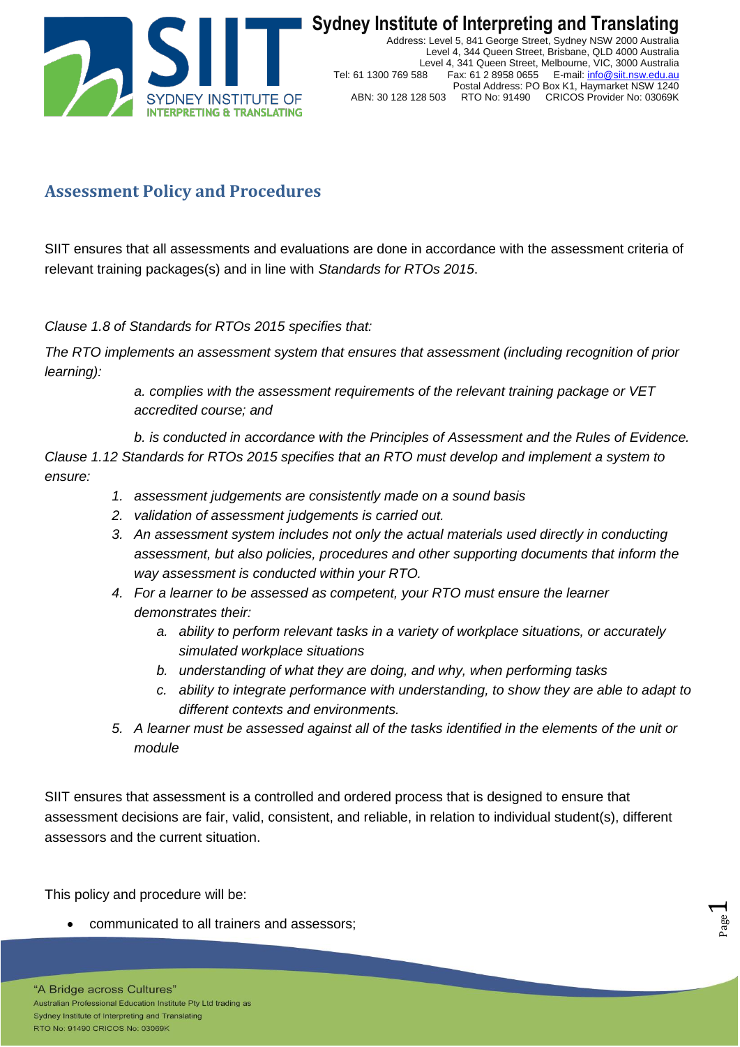## Assessment Policy and Procedures

SIIT ensures that all assessments and evaluations are done in accordance with the assessment criteria of relevant training packages(s) and in line with *Standards for RTOs 2015*.

*Clause 1.8 of Standards for RTOs 2015 specifies that:*

*The RTO implements an assessment system that ensures that assessment (including recognition of prior learning):*

> *a. complies with the assessment requirements of the relevant training package or VET accredited course; and*
>
> *b. is conducted in accordance with the Principles of Assessment and the Rules of Evidence.*

*Clause 1.12 Standards for RTOs 2015 specifies that an RTO must develop and implement a system to ensure:*

1. *assessment judgements are consistently made on a sound basis*
2. *validation of assessment judgements is carried out.*
3. *An assessment system includes not only the actual materials used directly in conducting assessment, but also policies, procedures and other supporting documents that inform the way assessment is conducted within your RTO.*
4. *For a learner to be assessed as competent, your RTO must ensure the learner demonstrates their:*
   a. *ability to perform relevant tasks in a variety of workplace situations, or accurately simulated workplace situations*
   b. *understanding of what they are doing, and why, when performing tasks*
   c. *ability to integrate performance with understanding, to show they are able to adapt to different contexts and environments.*
5. *A learner must be assessed against all of the tasks identified in the elements of the unit or module*

SIIT ensures that assessment is a controlled and ordered process that is designed to ensure that assessment decisions are fair, valid, consistent, and reliable, in relation to individual student(s), different assessors and the current situation.

This policy and procedure will be:

- communicated to all trainers and assessors;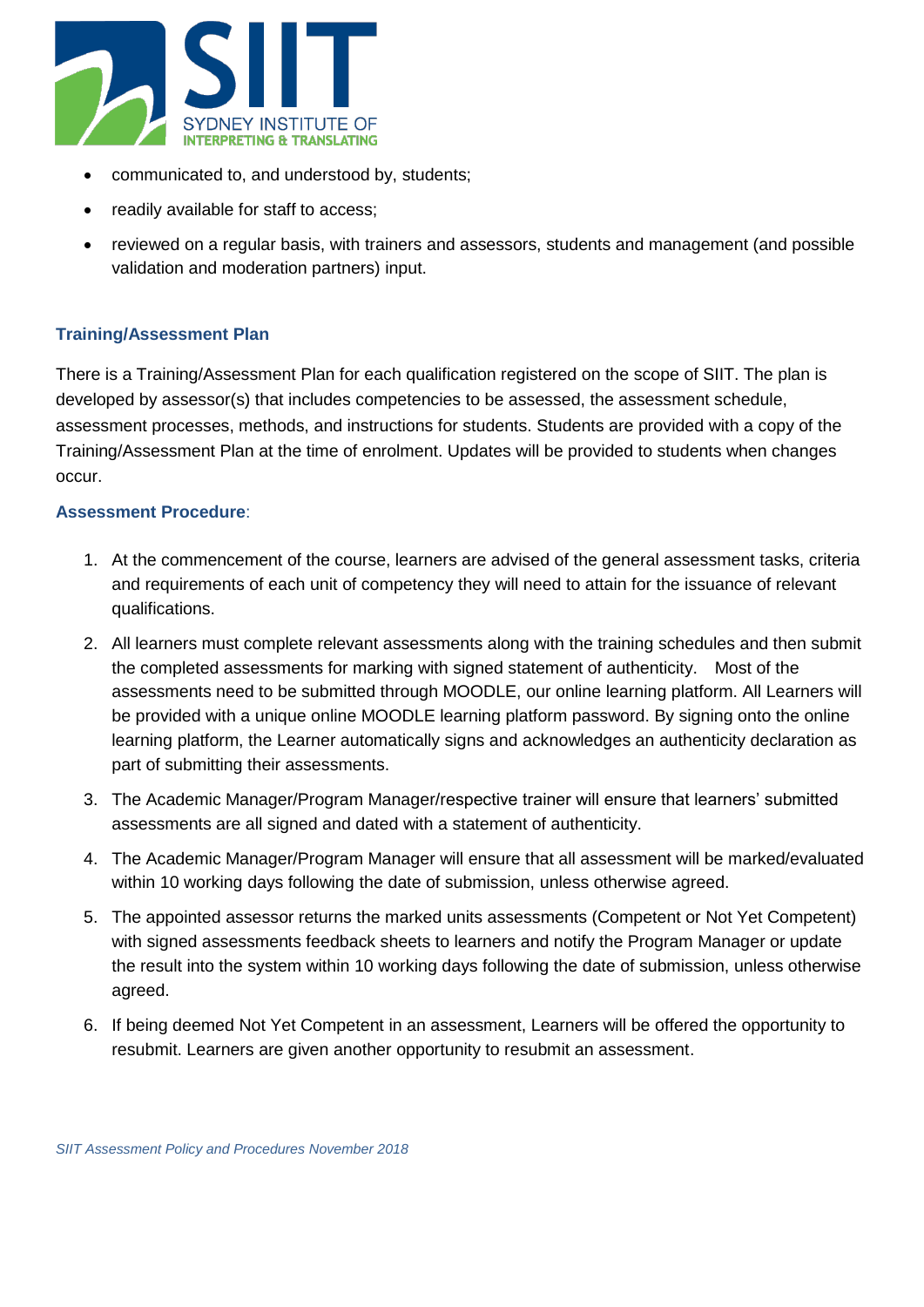- communicated to, and understood by, students;
- readily available for staff to access;
- reviewed on a regular basis, with trainers and assessors, students and management (and possible validation and moderation partners) input.

### Training/Assessment Plan

There is a Training/Assessment Plan for each qualification registered on the scope of SIIT. The plan is developed by assessor(s) that includes competencies to be assessed, the assessment schedule, assessment processes, methods, and instructions for students. Students are provided with a copy of the Training/Assessment Plan at the time of enrolment. Updates will be provided to students when changes occur.

### Assessment Procedure:

1. At the commencement of the course, learners are advised of the general assessment tasks, criteria and requirements of each unit of competency they will need to attain for the issuance of relevant qualifications.
2. All learners must complete relevant assessments along with the training schedules and then submit the completed assessments for marking with signed statement of authenticity. Most of the assessments need to be submitted through MOODLE, our online learning platform. All Learners will be provided with a unique online MOODLE learning platform password. By signing onto the online learning platform, the Learner automatically signs and acknowledges an authenticity declaration as part of submitting their assessments.
3. The Academic Manager/Program Manager/respective trainer will ensure that learners' submitted assessments are all signed and dated with a statement of authenticity.
4. The Academic Manager/Program Manager will ensure that all assessment will be marked/evaluated within 10 working days following the date of submission, unless otherwise agreed.
5. The appointed assessor returns the marked units assessments (Competent or Not Yet Competent) with signed assessments feedback sheets to learners and notify the Program Manager or update the result into the system within 10 working days following the date of submission, unless otherwise agreed.
6. If being deemed Not Yet Competent in an assessment, Learners will be offered the opportunity to resubmit. Learners are given another opportunity to resubmit an assessment.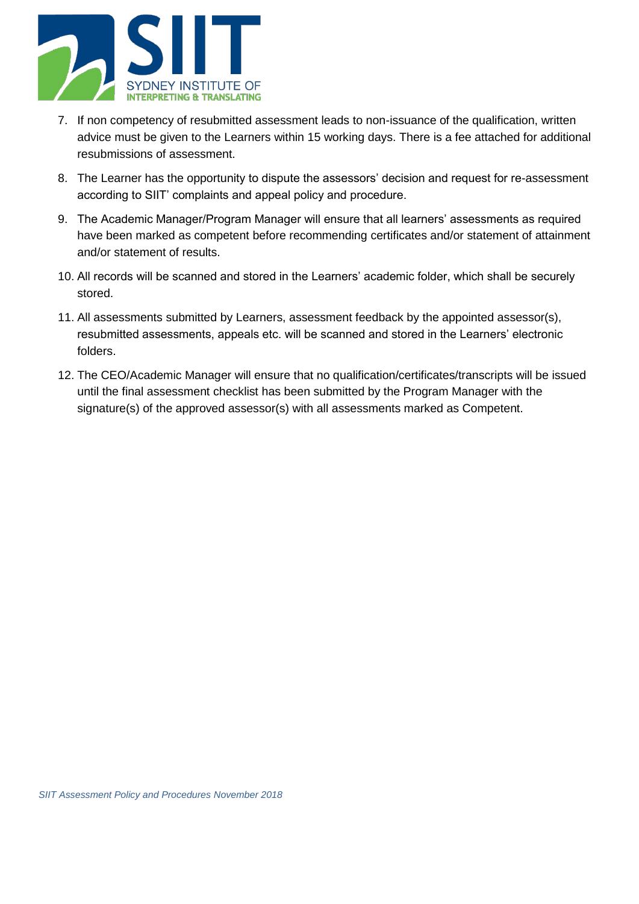7. If non competency of resubmitted assessment leads to non-issuance of the qualification, written advice must be given to the Learners within 15 working days. There is a fee attached for additional resubmissions of assessment.
8. The Learner has the opportunity to dispute the assessors' decision and request for re-assessment according to SIIT' complaints and appeal policy and procedure.
9. The Academic Manager/Program Manager will ensure that all learners' assessments as required have been marked as competent before recommending certificates and/or statement of attainment and/or statement of results.
10. All records will be scanned and stored in the Learners' academic folder, which shall be securely stored.
11. All assessments submitted by Learners, assessment feedback by the appointed assessor(s), resubmitted assessments, appeals etc. will be scanned and stored in the Learners' electronic folders.
12. The CEO/Academic Manager will ensure that no qualification/certificates/transcripts will be issued until the final assessment checklist has been submitted by the Program Manager with the signature(s) of the approved assessor(s) with all assessments marked as Competent.